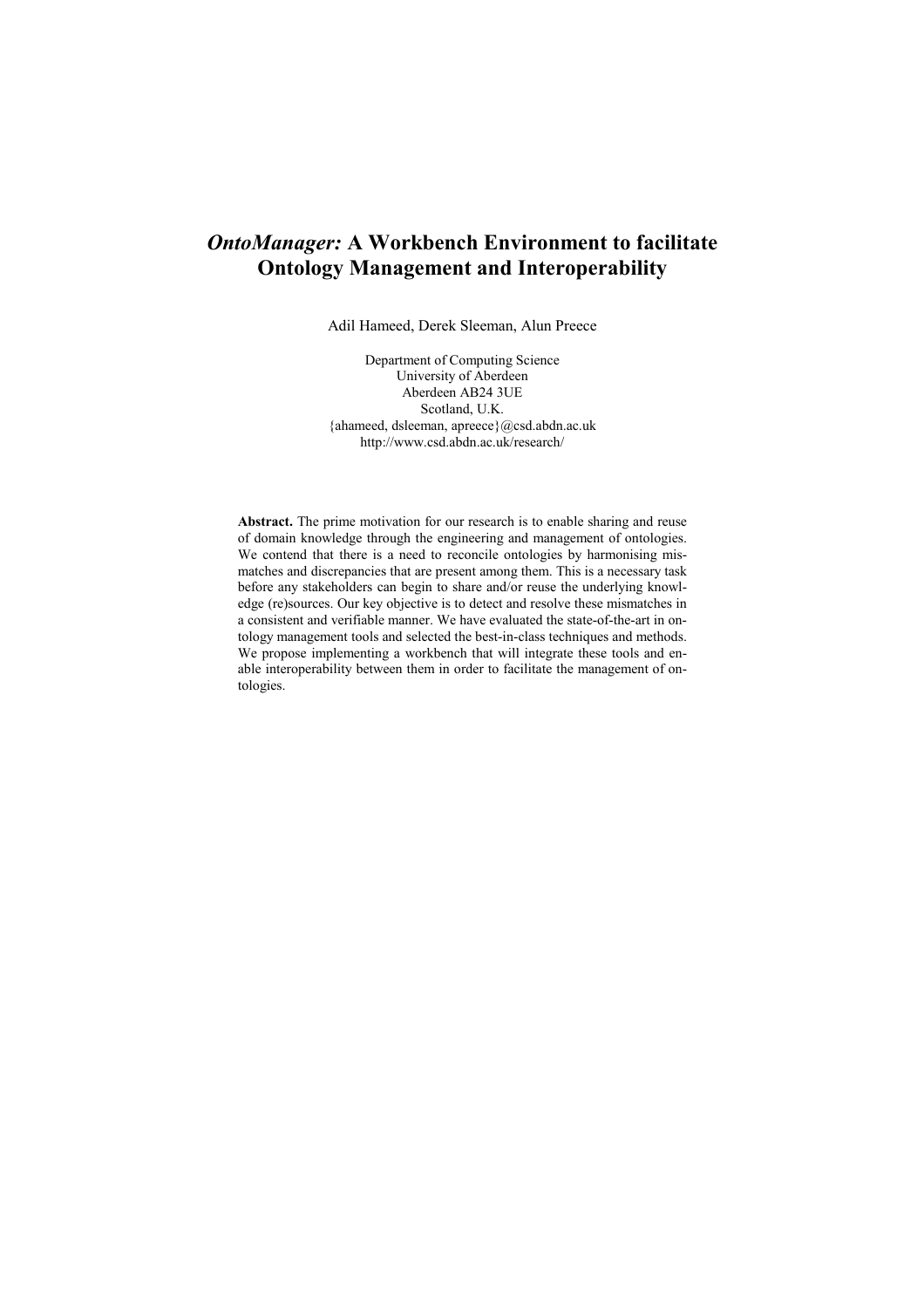# *OntoManager:* A Workbench Environment to facilitate Ontology Management and Interoperability

Adil Hameed, Derek Sleeman, Alun Preece

Department of Computing Science
University of Aberdeen
Aberdeen AB24 3UE
Scotland, U.K.
{ahameed, dsleeman, apreece}@csd.abdn.ac.uk
http://www.csd.abdn.ac.uk/research/

**Abstract.** The prime motivation for our research is to enable sharing and reuse of domain knowledge through the engineering and management of ontologies. We contend that there is a need to reconcile ontologies by harmonising mismatches and discrepancies that are present among them. This is a necessary task before any stakeholders can begin to share and/or reuse the underlying knowledge (re)sources. Our key objective is to detect and resolve these mismatches in a consistent and verifiable manner. We have evaluated the state-of-the-art in ontology management tools and selected the best-in-class techniques and methods. We propose implementing a workbench that will integrate these tools and enable interoperability between them in order to facilitate the management of ontologies.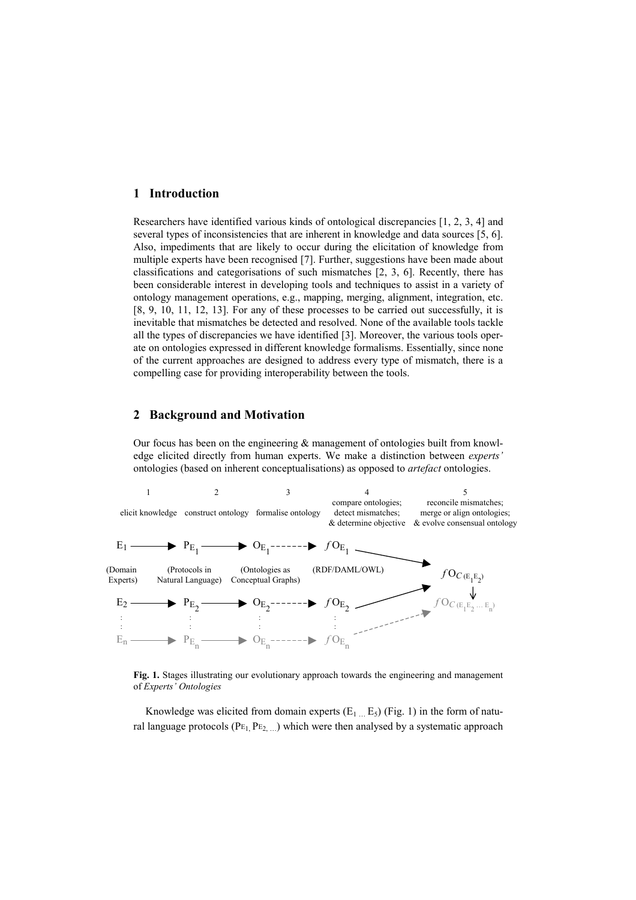## 1 Introduction

Researchers have identified various kinds of ontological discrepancies [1, 2, 3, 4] and several types of inconsistencies that are inherent in knowledge and data sources [5, 6]. Also, impediments that are likely to occur during the elicitation of knowledge from multiple experts have been recognised [7]. Further, suggestions have been made about classifications and categorisations of such mismatches [2, 3, 6]. Recently, there has been considerable interest in developing tools and techniques to assist in a variety of ontology management operations, e.g., mapping, merging, alignment, integration, etc. [8, 9, 10, 11, 12, 13]. For any of these processes to be carried out successfully, it is inevitable that mismatches be detected and resolved. None of the available tools tackle all the types of discrepancies we have identified [3]. Moreover, the various tools operate on ontologies expressed in different knowledge formalisms. Essentially, since none of the current approaches are designed to address every type of mismatch, there is a compelling case for providing interoperability between the tools.

## 2 Background and Motivation

Our focus has been on the engineering & management of ontologies built from knowledge elicited directly from human experts. We make a distinction between *experts'* ontologies (based on inherent conceptualisations) as opposed to *artefact* ontologies.

| 1 | 2 | 3 | 4 | 5 |
|---|---|---|---|---|
| elicit knowledge | construct ontology | formalise ontology | compare ontologies; detect mismatches; & determine objective | reconcile mismatches; merge or align ontologies; & evolve consensual ontology |
| $E_1$ → | $P_{E_1}$ → | $O_{E_1}$ - - → | $f O_{E_1}$ | → $f O_{C(E_1 E_2)}$ |
| (Domain Experts) | (Protocols in Natural Language) | (Ontologies as Conceptual Graphs) | (RDF/DAML/OWL) | ↓ |
| $E_2$ → | $P_{E_2}$ → | $O_{E_2}$ - - → | $f O_{E_2}$ | → $f O_{C(E_1 E_2 \ldots E_n)}$ |
| $E_n$ → | $P_{E_n}$ → | $O_{E_n}$ - - → | $f O_{E_n}$ | - - → |

**Fig. 1.** Stages illustrating our evolutionary approach towards the engineering and management of *Experts' Ontologies*

Knowledge was elicited from domain experts ($E_{1 \ldots} E_5$) (Fig. 1) in the form of natural language protocols ($P_{E_1}, P_{E_2, \ldots}$) which were then analysed by a systematic approach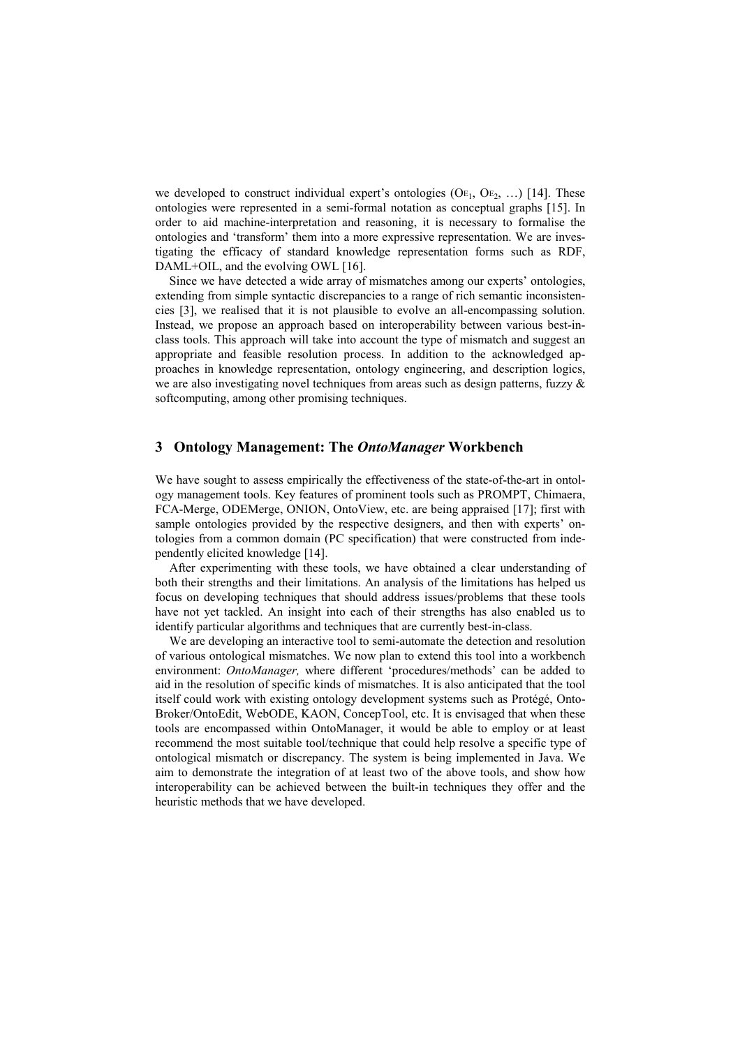we developed to construct individual expert's ontologies ($O_{E_1}$, $O_{E_2}$, …) [14]. These ontologies were represented in a semi-formal notation as conceptual graphs [15]. In order to aid machine-interpretation and reasoning, it is necessary to formalise the ontologies and 'transform' them into a more expressive representation. We are investigating the efficacy of standard knowledge representation forms such as RDF, DAML+OIL, and the evolving OWL [16].

Since we have detected a wide array of mismatches among our experts' ontologies, extending from simple syntactic discrepancies to a range of rich semantic inconsistencies [3], we realised that it is not plausible to evolve an all-encompassing solution. Instead, we propose an approach based on interoperability between various best-in-class tools. This approach will take into account the type of mismatch and suggest an appropriate and feasible resolution process. In addition to the acknowledged approaches in knowledge representation, ontology engineering, and description logics, we are also investigating novel techniques from areas such as design patterns, fuzzy & softcomputing, among other promising techniques.

## 3 Ontology Management: The *OntoManager* Workbench

We have sought to assess empirically the effectiveness of the state-of-the-art in ontology management tools. Key features of prominent tools such as PROMPT, Chimaera, FCA-Merge, ODEMerge, ONION, OntoView, etc. are being appraised [17]; first with sample ontologies provided by the respective designers, and then with experts' ontologies from a common domain (PC specification) that were constructed from independently elicited knowledge [14].

After experimenting with these tools, we have obtained a clear understanding of both their strengths and their limitations. An analysis of the limitations has helped us focus on developing techniques that should address issues/problems that these tools have not yet tackled. An insight into each of their strengths has also enabled us to identify particular algorithms and techniques that are currently best-in-class.

We are developing an interactive tool to semi-automate the detection and resolution of various ontological mismatches. We now plan to extend this tool into a workbench environment: *OntoManager,* where different 'procedures/methods' can be added to aid in the resolution of specific kinds of mismatches. It is also anticipated that the tool itself could work with existing ontology development systems such as Protégé, Onto-Broker/OntoEdit, WebODE, KAON, ConcepTool, etc. It is envisaged that when these tools are encompassed within OntoManager, it would be able to employ or at least recommend the most suitable tool/technique that could help resolve a specific type of ontological mismatch or discrepancy. The system is being implemented in Java. We aim to demonstrate the integration of at least two of the above tools, and show how interoperability can be achieved between the built-in techniques they offer and the heuristic methods that we have developed.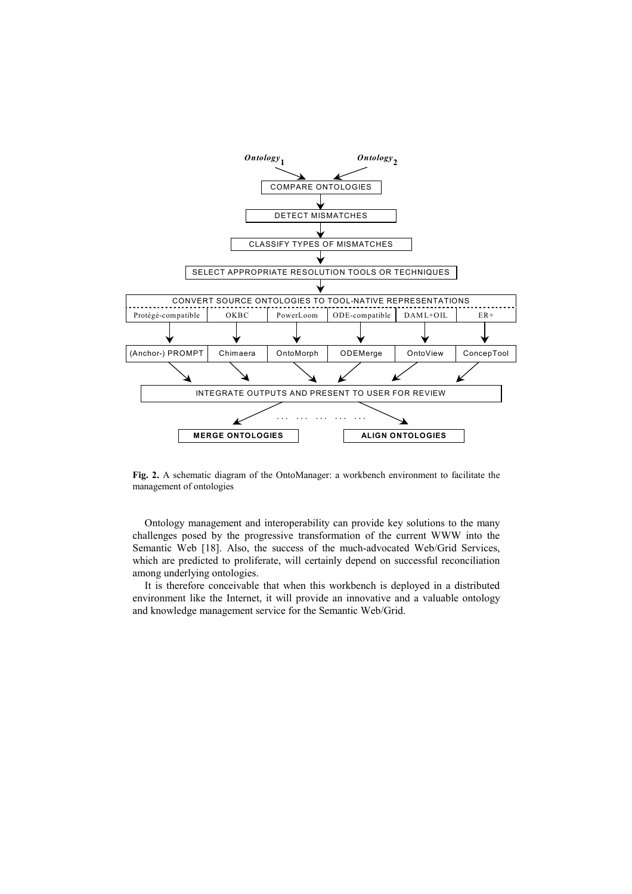**Fig. 2.** A schematic diagram of the OntoManager: a workbench environment to facilitate the management of ontologies

Ontology management and interoperability can provide key solutions to the many challenges posed by the progressive transformation of the current WWW into the Semantic Web [18]. Also, the success of the much-advocated Web/Grid Services, which are predicted to proliferate, will certainly depend on successful reconciliation among underlying ontologies.

It is therefore conceivable that when this workbench is deployed in a distributed environment like the Internet, it will provide an innovative and a valuable ontology and knowledge management service for the Semantic Web/Grid.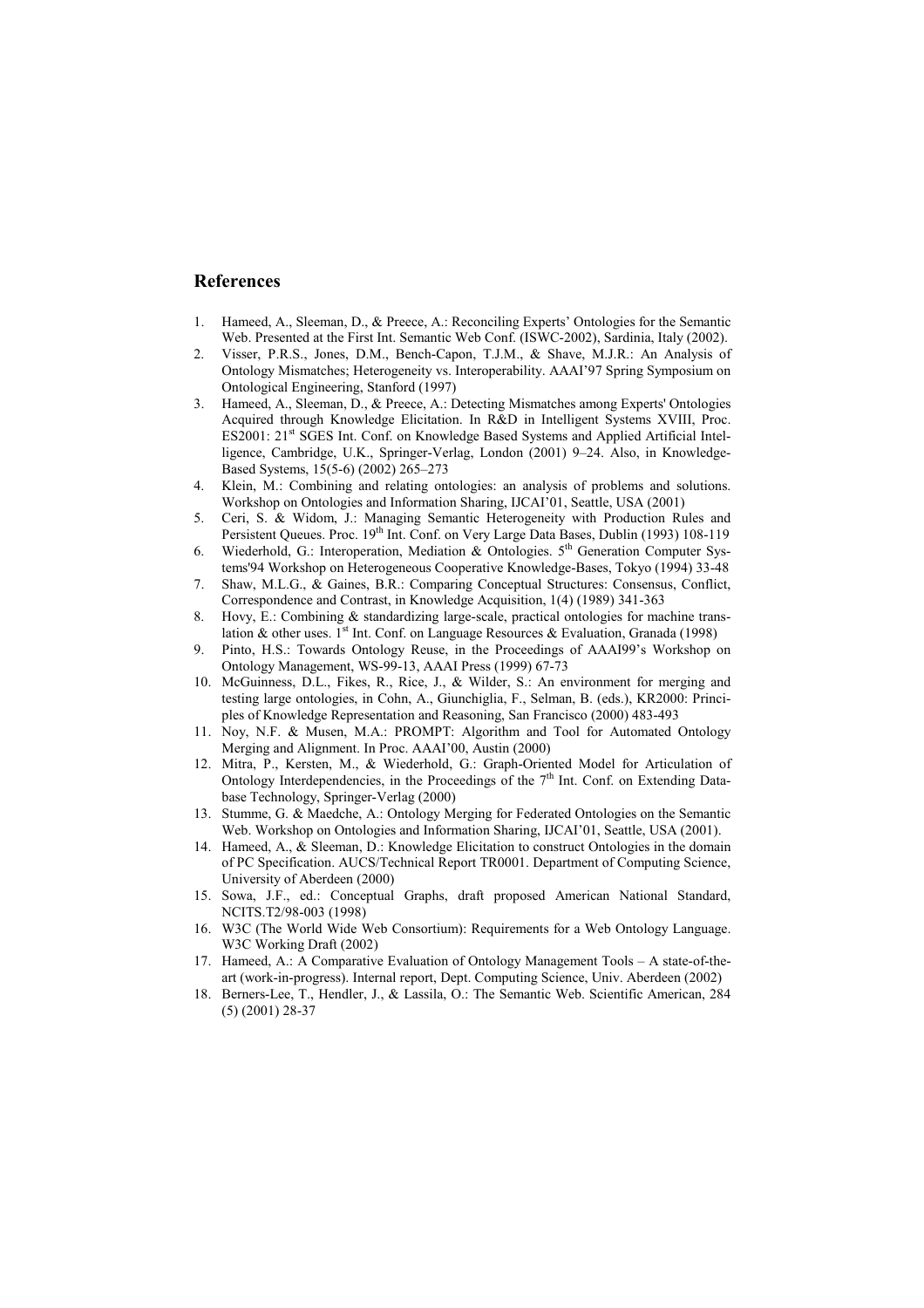## References

1. Hameed, A., Sleeman, D., & Preece, A.: Reconciling Experts' Ontologies for the Semantic Web. Presented at the First Int. Semantic Web Conf. (ISWC-2002), Sardinia, Italy (2002).
2. Visser, P.R.S., Jones, D.M., Bench-Capon, T.J.M., & Shave, M.J.R.: An Analysis of Ontology Mismatches; Heterogeneity vs. Interoperability. AAAI'97 Spring Symposium on Ontological Engineering, Stanford (1997)
3. Hameed, A., Sleeman, D., & Preece, A.: Detecting Mismatches among Experts' Ontologies Acquired through Knowledge Elicitation. In R&D in Intelligent Systems XVIII, Proc. ES2001: 21st SGES Int. Conf. on Knowledge Based Systems and Applied Artificial Intelligence, Cambridge, U.K., Springer-Verlag, London (2001) 9–24. Also, in Knowledge-Based Systems, 15(5-6) (2002) 265–273
4. Klein, M.: Combining and relating ontologies: an analysis of problems and solutions. Workshop on Ontologies and Information Sharing, IJCAI'01, Seattle, USA (2001)
5. Ceri, S. & Widom, J.: Managing Semantic Heterogeneity with Production Rules and Persistent Queues. Proc. 19th Int. Conf. on Very Large Data Bases, Dublin (1993) 108-119
6. Wiederhold, G.: Interoperation, Mediation & Ontologies. 5th Generation Computer Systems'94 Workshop on Heterogeneous Cooperative Knowledge-Bases, Tokyo (1994) 33-48
7. Shaw, M.L.G., & Gaines, B.R.: Comparing Conceptual Structures: Consensus, Conflict, Correspondence and Contrast, in Knowledge Acquisition, 1(4) (1989) 341-363
8. Hovy, E.: Combining & standardizing large-scale, practical ontologies for machine translation & other uses. 1st Int. Conf. on Language Resources & Evaluation, Granada (1998)
9. Pinto, H.S.: Towards Ontology Reuse, in the Proceedings of AAAI99's Workshop on Ontology Management, WS-99-13, AAAI Press (1999) 67-73
10. McGuinness, D.L., Fikes, R., Rice, J., & Wilder, S.: An environment for merging and testing large ontologies, in Cohn, A., Giunchiglia, F., Selman, B. (eds.), KR2000: Principles of Knowledge Representation and Reasoning, San Francisco (2000) 483-493
11. Noy, N.F. & Musen, M.A.: PROMPT: Algorithm and Tool for Automated Ontology Merging and Alignment. In Proc. AAAI'00, Austin (2000)
12. Mitra, P., Kersten, M., & Wiederhold, G.: Graph-Oriented Model for Articulation of Ontology Interdependencies, in the Proceedings of the 7th Int. Conf. on Extending Database Technology, Springer-Verlag (2000)
13. Stumme, G. & Maedche, A.: Ontology Merging for Federated Ontologies on the Semantic Web. Workshop on Ontologies and Information Sharing, IJCAI'01, Seattle, USA (2001).
14. Hameed, A., & Sleeman, D.: Knowledge Elicitation to construct Ontologies in the domain of PC Specification. AUCS/Technical Report TR0001. Department of Computing Science, University of Aberdeen (2000)
15. Sowa, J.F., ed.: Conceptual Graphs, draft proposed American National Standard, NCITS.T2/98-003 (1998)
16. W3C (The World Wide Web Consortium): Requirements for a Web Ontology Language. W3C Working Draft (2002)
17. Hameed, A.: A Comparative Evaluation of Ontology Management Tools – A state-of-the-art (work-in-progress). Internal report, Dept. Computing Science, Univ. Aberdeen (2002)
18. Berners-Lee, T., Hendler, J., & Lassila, O.: The Semantic Web. Scientific American, 284 (5) (2001) 28-37